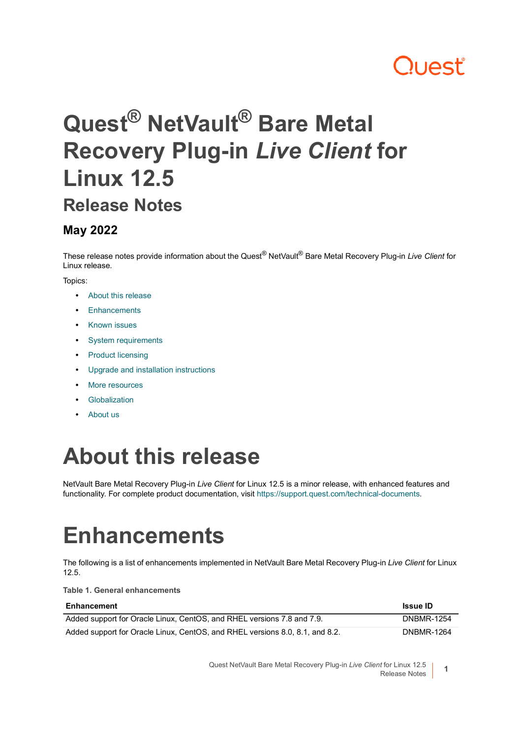# Quest® NetVault® Bare Metal Recovery Plug-in *Live Client* for Linux 12.5

## Release Notes

### May 2022

These release notes provide information about the Quest® NetVault® Bare Metal Recovery Plug-in *Live Client* for Linux release.

Topics:

- About this release
- Enhancements
- Known issues
- System requirements
- Product licensing
- Upgrade and installation instructions
- More resources
- Globalization
- About us

# About this release

NetVault Bare Metal Recovery Plug-in *Live Client* for Linux 12.5 is a minor release, with enhanced features and functionality. For complete product documentation, visit https://support.quest.com/technical-documents.

# Enhancements

The following is a list of enhancements implemented in NetVault Bare Metal Recovery Plug-in *Live Client* for Linux 12.5.

**Table 1. General enhancements**

| Enhancement | Issue ID |
|---|---|
| Added support for Oracle Linux, CentOS, and RHEL versions 7.8 and 7.9. | DNBMR-1254 |
| Added support for Oracle Linux, CentOS, and RHEL versions 8.0, 8.1, and 8.2. | DNBMR-1264 |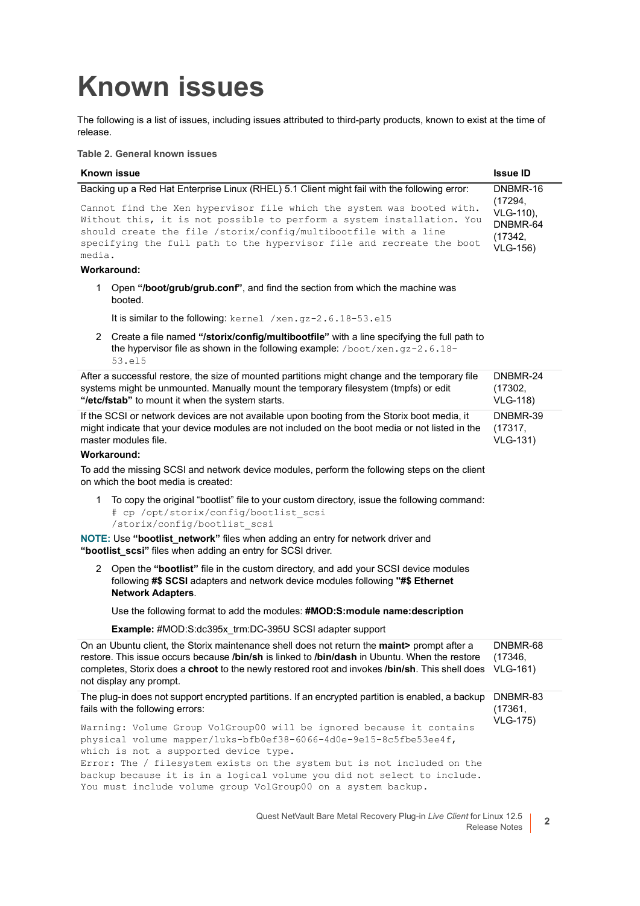# Known issues

The following is a list of issues, including issues attributed to third-party products, known to exist at the time of release.

**Table 2. General known issues**

| Known issue | Issue ID |
|---|---|
| Backing up a Red Hat Enterprise Linux (RHEL) 5.1 Client might fail with the following error:<br>`Cannot find the Xen hypervisor file which the system was booted with. Without this, it is not possible to perform a system installation. You should create the file /storix/config/multibootfile with a line specifying the full path to the hypervisor file and recreate the boot media.`<br>**Workaround:**<br>1 Open **"/boot/grub/grub.conf"**, and find the section from which the machine was booted.<br>It is similar to the following: `kernel /xen.gz-2.6.18-53.el5`<br>2 Create a file named **"/storix/config/multibootfile"** with a line specifying the full path to the hypervisor file as shown in the following example: `/boot/xen.gz-2.6.18-53.el5` | DNBMR-16 (17294, VLG-110), DNBMR-64 (17342, VLG-156) |
| After a successful restore, the size of mounted partitions might change and the temporary file systems might be unmounted. Manually mount the temporary filesystem (tmpfs) or edit **"/etc/fstab"** to mount it when the system starts. | DNBMR-24 (17302, VLG-118) |
| If the SCSI or network devices are not available upon booting from the Storix boot media, it might indicate that your device modules are not included on the boot media or not listed in the master modules file.<br>**Workaround:**<br>To add the missing SCSI and network device modules, perform the following steps on the client on which the boot media is created:<br>1 To copy the original "bootlist" file to your custom directory, issue the following command:<br>`# cp /opt/storix/config/bootlist_scsi /storix/config/bootlist_scsi`<br>**NOTE:** Use **"bootlist_network"** files when adding an entry for network driver and **"bootlist_scsi"** files when adding an entry for SCSI driver.<br>2 Open the **"bootlist"** file in the custom directory, and add your SCSI device modules following **#$ SCSI** adapters and network device modules following **"#$ Ethernet Network Adapters**.<br>Use the following format to add the modules: **#MOD:S:module name:description**<br>**Example:** #MOD:S:dc395x_trm:DC-395U SCSI adapter support | DNBMR-39 (17317, VLG-131) |
| On an Ubuntu client, the Storix maintenance shell does not return the **maint>** prompt after a restore. This issue occurs because **/bin/sh** is linked to **/bin/dash** in Ubuntu. When the restore completes, Storix does a **chroot** to the newly restored root and invokes **/bin/sh**. This shell does not display any prompt. | DNBMR-68 (17346, VLG-161) |
| The plug-in does not support encrypted partitions. If an encrypted partition is enabled, a backup fails with the following errors:<br>`Warning: Volume Group VolGroup00 will be ignored because it contains physical volume mapper/luks-bfb0ef38-6066-4d0e-9e15-8c5fbe53ee4f, which is not a supported device type.`<br>`Error: The / filesystem exists on the system but is not included on the backup because it is in a logical volume you did not select to include. You must include volume group VolGroup00 on a system backup.` | DNBMR-83 (17361, VLG-175) |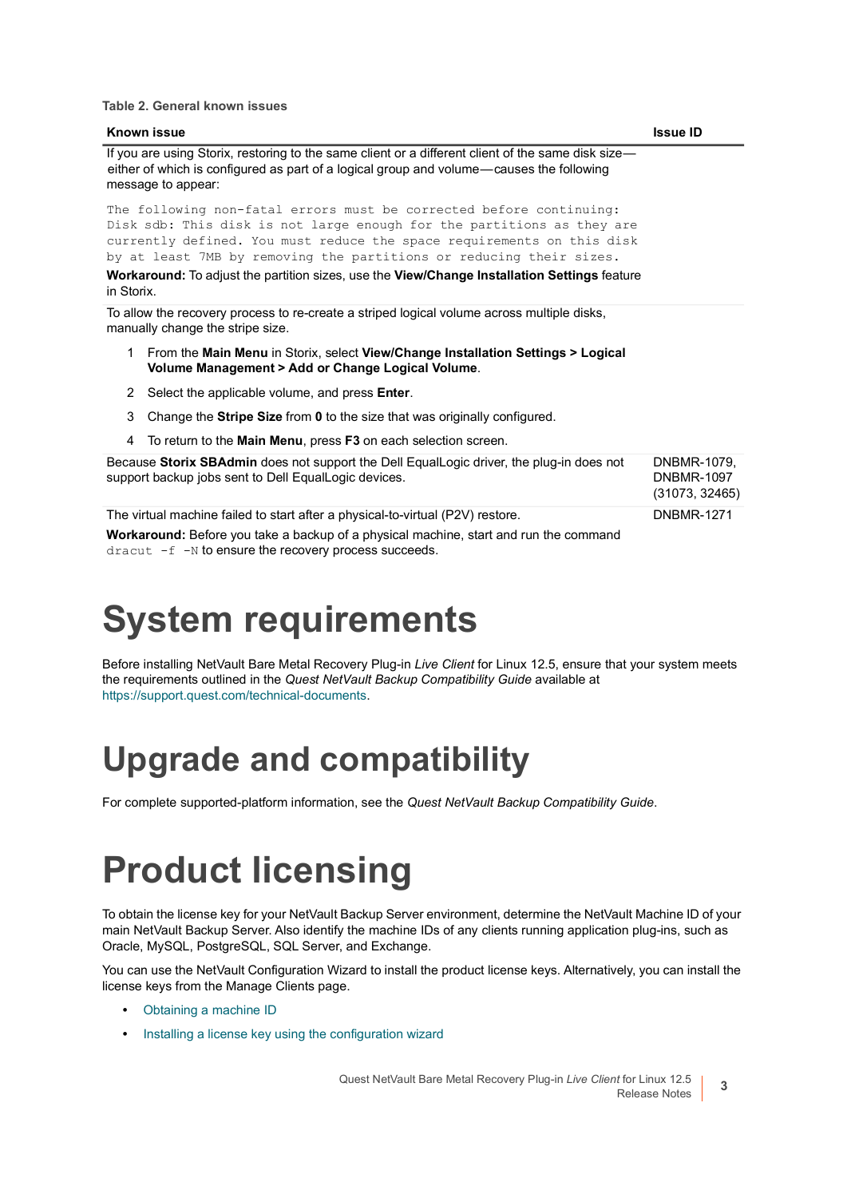**Table 2. General known issues**

| Known issue | Issue ID |
|---|---|
| If you are using Storix, restoring to the same client or a different client of the same disk size—either of which is configured as part of a logical group and volume—causes the following message to appear: `The following non-fatal errors must be corrected before continuing: Disk sdb: This disk is not large enough for the partitions as they are currently defined. You must reduce the space requirements on this disk by at least 7MB by removing the partitions or reducing their sizes.` **Workaround:** To adjust the partition sizes, use the **View/Change Installation Settings** feature in Storix. | |
| To allow the recovery process to re-create a striped logical volume across multiple disks, manually change the stripe size. 1 From the **Main Menu** in Storix, select **View/Change Installation Settings > Logical Volume Management > Add or Change Logical Volume**. 2 Select the applicable volume, and press **Enter**. 3 Change the **Stripe Size** from **0** to the size that was originally configured. 4 To return to the **Main Menu**, press **F3** on each selection screen. | |
| Because **Storix SBAdmin** does not support the Dell EqualLogic driver, the plug-in does not support backup jobs sent to Dell EqualLogic devices. | DNBMR-1079, DNBMR-1097 (31073, 32465) |
| The virtual machine failed to start after a physical-to-virtual (P2V) restore. **Workaround:** Before you take a backup of a physical machine, start and run the command `dracut -f -N` to ensure the recovery process succeeds. | DNBMR-1271 |

# System requirements

Before installing NetVault Bare Metal Recovery Plug-in *Live Client* for Linux 12.5, ensure that your system meets the requirements outlined in the *Quest NetVault Backup Compatibility Guide* available at https://support.quest.com/technical-documents.

# Upgrade and compatibility

For complete supported-platform information, see the *Quest NetVault Backup Compatibility Guide*.

# Product licensing

To obtain the license key for your NetVault Backup Server environment, determine the NetVault Machine ID of your main NetVault Backup Server. Also identify the machine IDs of any clients running application plug-ins, such as Oracle, MySQL, PostgreSQL, SQL Server, and Exchange.

You can use the NetVault Configuration Wizard to install the product license keys. Alternatively, you can install the license keys from the Manage Clients page.

- Obtaining a machine ID
- Installing a license key using the configuration wizard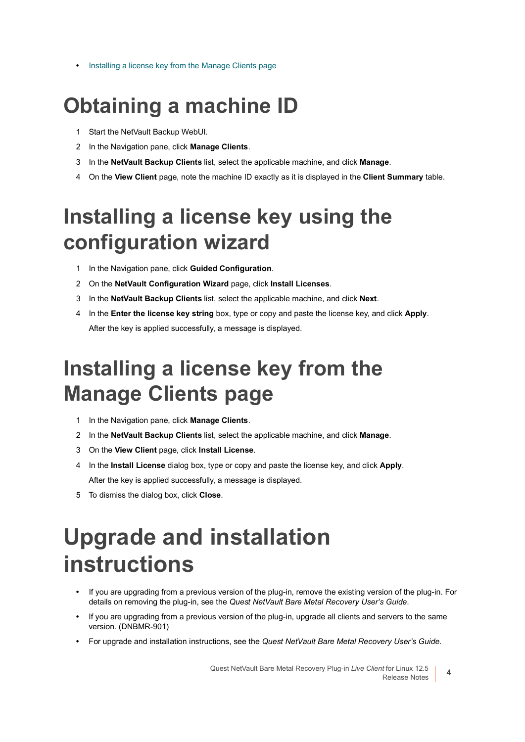- Installing a license key from the Manage Clients page

# Obtaining a machine ID

1. Start the NetVault Backup WebUI.
2. In the Navigation pane, click **Manage Clients**.
3. In the **NetVault Backup Clients** list, select the applicable machine, and click **Manage**.
4. On the **View Client** page, note the machine ID exactly as it is displayed in the **Client Summary** table.

# Installing a license key using the configuration wizard

1. In the Navigation pane, click **Guided Configuration**.
2. On the **NetVault Configuration Wizard** page, click **Install Licenses**.
3. In the **NetVault Backup Clients** list, select the applicable machine, and click **Next**.
4. In the **Enter the license key string** box, type or copy and paste the license key, and click **Apply**.

   After the key is applied successfully, a message is displayed.

# Installing a license key from the Manage Clients page

1. In the Navigation pane, click **Manage Clients**.
2. In the **NetVault Backup Clients** list, select the applicable machine, and click **Manage**.
3. On the **View Client** page, click **Install License**.
4. In the **Install License** dialog box, type or copy and paste the license key, and click **Apply**.

   After the key is applied successfully, a message is displayed.
5. To dismiss the dialog box, click **Close**.

# Upgrade and installation instructions

- If you are upgrading from a previous version of the plug-in, remove the existing version of the plug-in. For details on removing the plug-in, see the *Quest NetVault Bare Metal Recovery User's Guide*.
- If you are upgrading from a previous version of the plug-in, upgrade all clients and servers to the same version. (DNBMR-901)
- For upgrade and installation instructions, see the *Quest NetVault Bare Metal Recovery User's Guide*.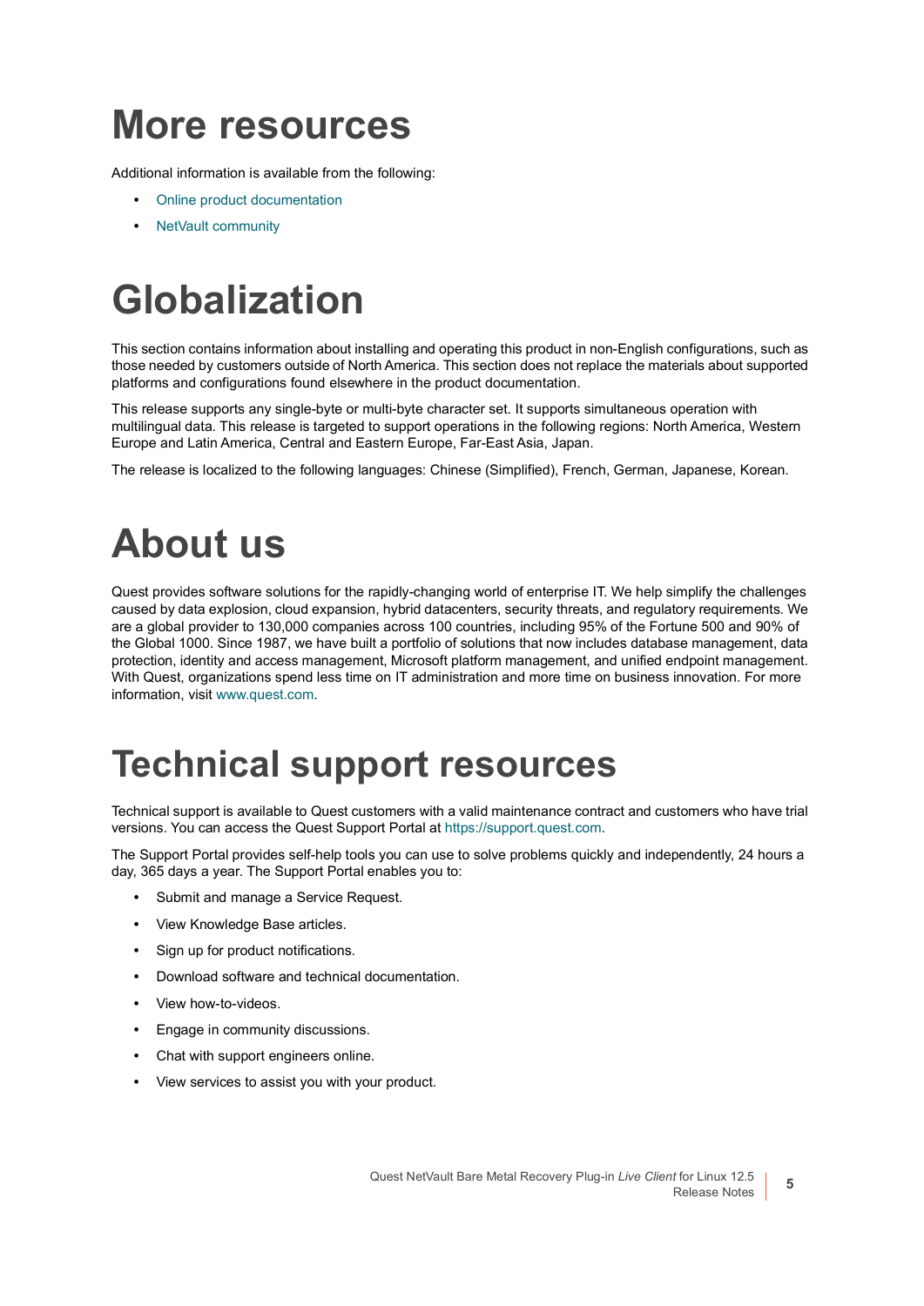# More resources

Additional information is available from the following:

- Online product documentation
- NetVault community

# Globalization

This section contains information about installing and operating this product in non-English configurations, such as those needed by customers outside of North America. This section does not replace the materials about supported platforms and configurations found elsewhere in the product documentation.

This release supports any single-byte or multi-byte character set. It supports simultaneous operation with multilingual data. This release is targeted to support operations in the following regions: North America, Western Europe and Latin America, Central and Eastern Europe, Far-East Asia, Japan.

The release is localized to the following languages: Chinese (Simplified), French, German, Japanese, Korean.

# About us

Quest provides software solutions for the rapidly-changing world of enterprise IT. We help simplify the challenges caused by data explosion, cloud expansion, hybrid datacenters, security threats, and regulatory requirements. We are a global provider to 130,000 companies across 100 countries, including 95% of the Fortune 500 and 90% of the Global 1000. Since 1987, we have built a portfolio of solutions that now includes database management, data protection, identity and access management, Microsoft platform management, and unified endpoint management. With Quest, organizations spend less time on IT administration and more time on business innovation. For more information, visit www.quest.com.

# Technical support resources

Technical support is available to Quest customers with a valid maintenance contract and customers who have trial versions. You can access the Quest Support Portal at https://support.quest.com.

The Support Portal provides self-help tools you can use to solve problems quickly and independently, 24 hours a day, 365 days a year. The Support Portal enables you to:

- Submit and manage a Service Request.
- View Knowledge Base articles.
- Sign up for product notifications.
- Download software and technical documentation.
- View how-to-videos.
- Engage in community discussions.
- Chat with support engineers online.
- View services to assist you with your product.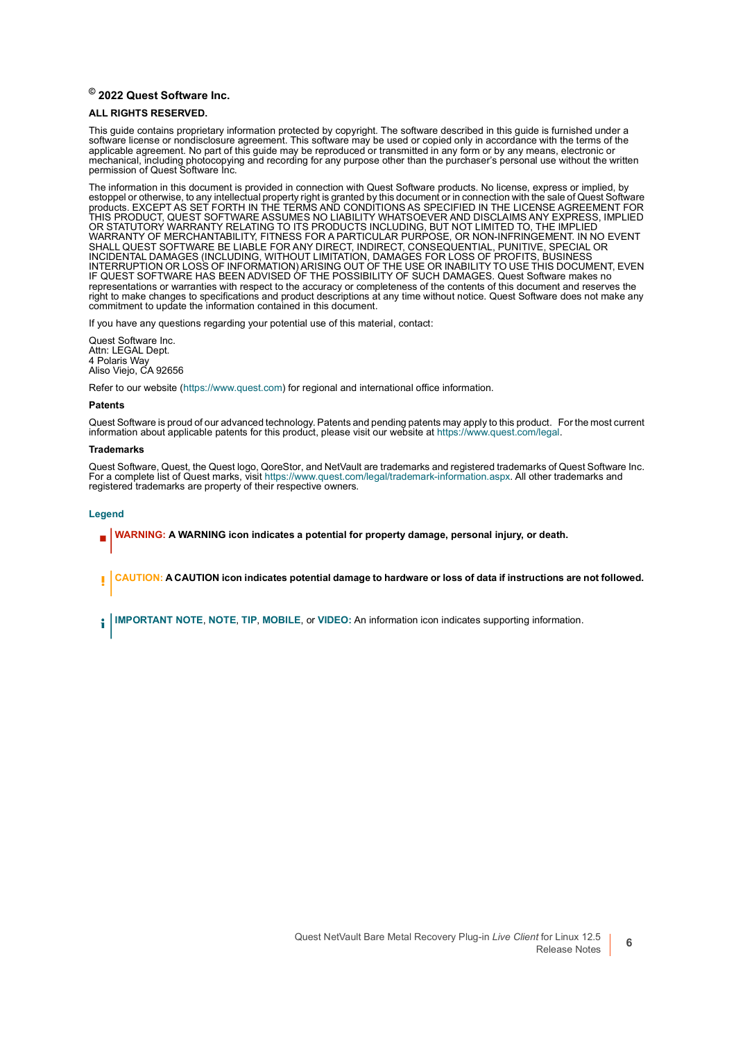**© 2022 Quest Software Inc.**

**ALL RIGHTS RESERVED.**

This guide contains proprietary information protected by copyright. The software described in this guide is furnished under a software license or nondisclosure agreement. This software may be used or copied only in accordance with the terms of the applicable agreement. No part of this guide may be reproduced or transmitted in any form or by any means, electronic or mechanical, including photocopying and recording for any purpose other than the purchaser's personal use without the written permission of Quest Software Inc.

The information in this document is provided in connection with Quest Software products. No license, express or implied, by estoppel or otherwise, to any intellectual property right is granted by this document or in connection with the sale of Quest Software products. EXCEPT AS SET FORTH IN THE TERMS AND CONDITIONS AS SPECIFIED IN THE LICENSE AGREEMENT FOR THIS PRODUCT, QUEST SOFTWARE ASSUMES NO LIABILITY WHATSOEVER AND DISCLAIMS ANY EXPRESS, IMPLIED OR STATUTORY WARRANTY RELATING TO ITS PRODUCTS INCLUDING, BUT NOT LIMITED TO, THE IMPLIED WARRANTY OF MERCHANTABILITY, FITNESS FOR A PARTICULAR PURPOSE, OR NON-INFRINGEMENT. IN NO EVENT SHALL QUEST SOFTWARE BE LIABLE FOR ANY DIRECT, INDIRECT, CONSEQUENTIAL, PUNITIVE, SPECIAL OR INCIDENTAL DAMAGES (INCLUDING, WITHOUT LIMITATION, DAMAGES FOR LOSS OF PROFITS, BUSINESS INTERRUPTION OR LOSS OF INFORMATION) ARISING OUT OF THE USE OR INABILITY TO USE THIS DOCUMENT, EVEN IF QUEST SOFTWARE HAS BEEN ADVISED OF THE POSSIBILITY OF SUCH DAMAGES. Quest Software makes no representations or warranties with respect to the accuracy or completeness of the contents of this document and reserves the right to make changes to specifications and product descriptions at any time without notice. Quest Software does not make any commitment to update the information contained in this document.

If you have any questions regarding your potential use of this material, contact:

Quest Software Inc.
Attn: LEGAL Dept.
4 Polaris Way
Aliso Viejo, CA 92656

Refer to our website (https://www.quest.com) for regional and international office information.

**Patents**

Quest Software is proud of our advanced technology. Patents and pending patents may apply to this product. For the most current information about applicable patents for this product, please visit our website at https://www.quest.com/legal.

**Trademarks**

Quest Software, Quest, the Quest logo, QoreStor, and NetVault are trademarks and registered trademarks of Quest Software Inc. For a complete list of Quest marks, visit https://www.quest.com/legal/trademark-information.aspx. All other trademarks and registered trademarks are property of their respective owners.

**Legend**

**WARNING: A WARNING icon indicates a potential for property damage, personal injury, or death.**

**CAUTION: A CAUTION icon indicates potential damage to hardware or loss of data if instructions are not followed.**

**IMPORTANT NOTE**, **NOTE**, **TIP**, **MOBILE**, or **VIDEO:** An information icon indicates supporting information.